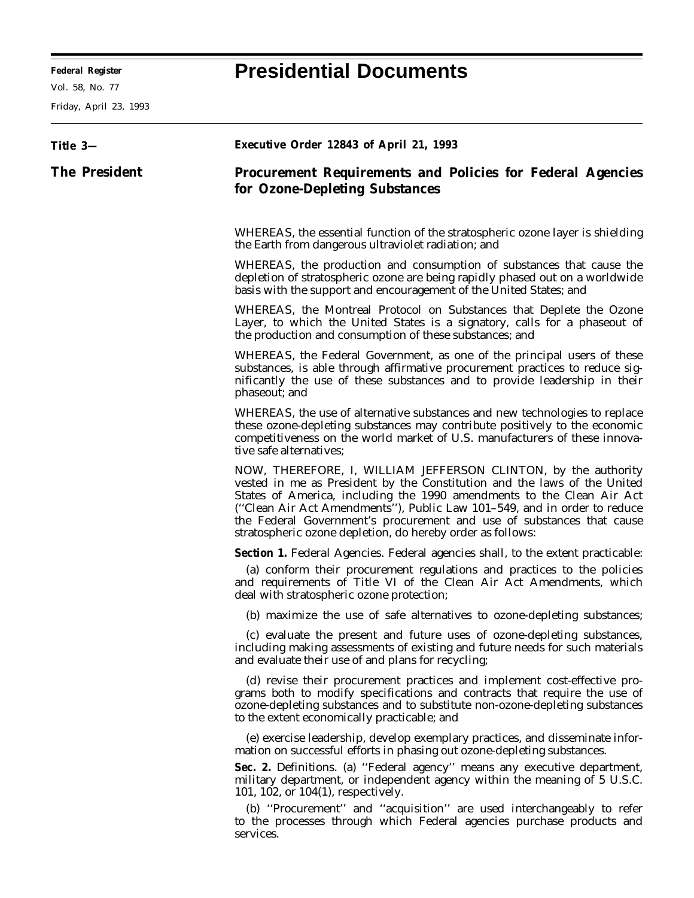**Title 3—**

**The President**

# Presidential Documents

**Executive Order 12843 of April 21, 1993**

## Procurement Requirements and Policies for Federal Agencies for Ozone-Depleting Substances

WHEREAS, the essential function of the stratospheric ozone layer is shielding the Earth from dangerous ultraviolet radiation; and

WHEREAS, the production and consumption of substances that cause the depletion of stratospheric ozone are being rapidly phased out on a worldwide basis with the support and encouragement of the United States; and

WHEREAS, the Montreal Protocol on Substances that Deplete the Ozone Layer, to which the United States is a signatory, calls for a phaseout of the production and consumption of these substances; and

WHEREAS, the Federal Government, as one of the principal users of these substances, is able through affirmative procurement practices to reduce significantly the use of these substances and to provide leadership in their phaseout; and

WHEREAS, the use of alternative substances and new technologies to replace these ozone-depleting substances may contribute positively to the economic competitiveness on the world market of U.S. manufacturers of these innovative safe alternatives;

NOW, THEREFORE, I, WILLIAM JEFFERSON CLINTON, by the authority vested in me as President by the Constitution and the laws of the United States of America, including the 1990 amendments to the Clean Air Act (''Clean Air Act Amendments''), Public Law 101–549, and in order to reduce the Federal Government's procurement and use of substances that cause stratospheric ozone depletion, do hereby order as follows:

**Section 1.** Federal Agencies. Federal agencies shall, to the extent practicable:

(a) conform their procurement regulations and practices to the policies and requirements of Title VI of the Clean Air Act Amendments, which deal with stratospheric ozone protection;

(b) maximize the use of safe alternatives to ozone-depleting substances;

(c) evaluate the present and future uses of ozone-depleting substances, including making assessments of existing and future needs for such materials and evaluate their use of and plans for recycling;

(d) revise their procurement practices and implement cost-effective programs both to modify specifications and contracts that require the use of ozone-depleting substances and to substitute non-ozone-depleting substances to the extent economically practicable; and

(e) exercise leadership, develop exemplary practices, and disseminate information on successful efforts in phasing out ozone-depleting substances.

**Sec. 2.** Definitions. (a) ''Federal agency'' means any executive department, military department, or independent agency within the meaning of 5 U.S.C. 101, 102, or 104(1), respectively.

(b) ''Procurement'' and ''acquisition'' are used interchangeably to refer to the processes through which Federal agencies purchase products and services.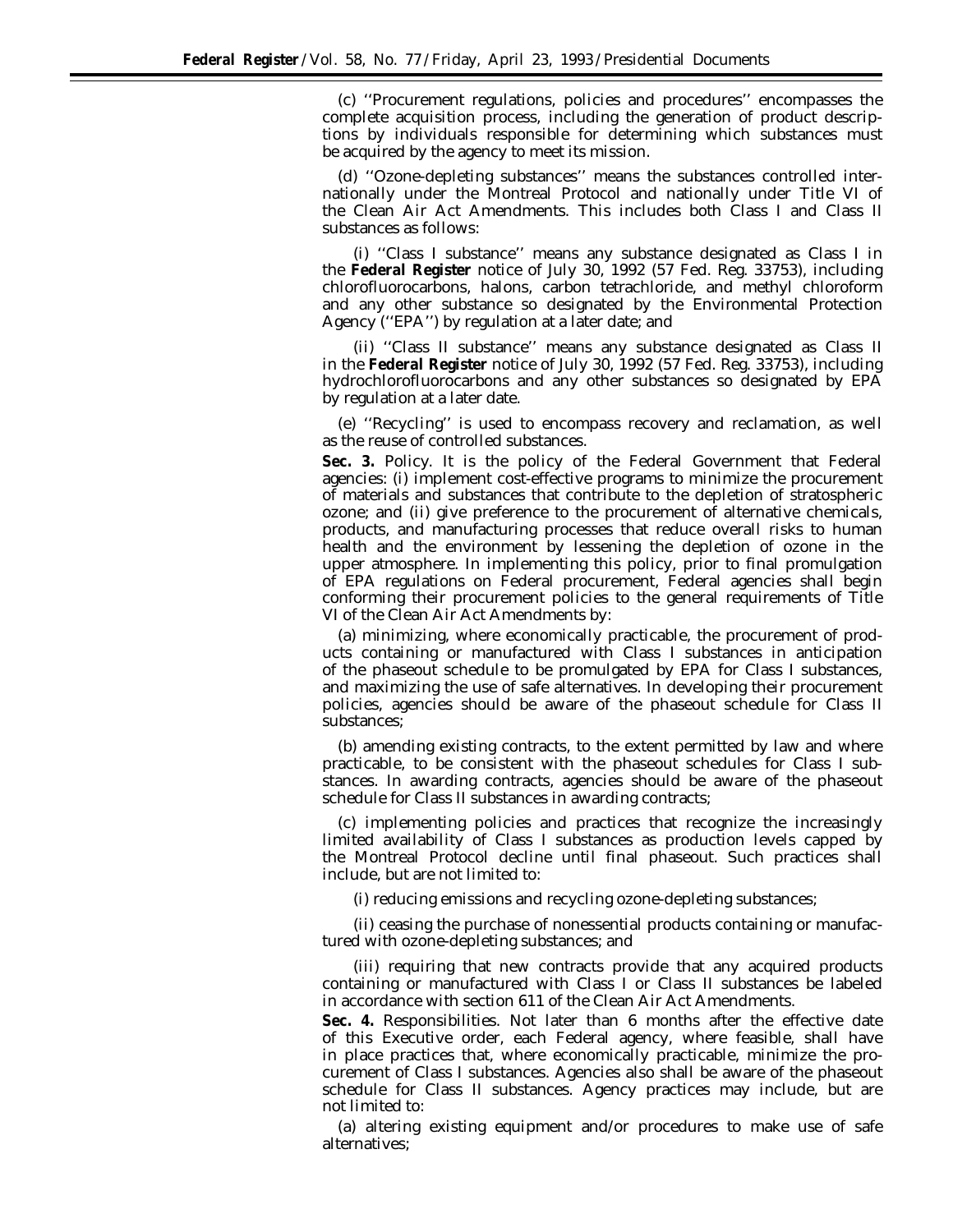(c) ''Procurement regulations, policies and procedures'' encompasses the complete acquisition process, including the generation of product descriptions by individuals responsible for determining which substances must be acquired by the agency to meet its mission.

(d) ''Ozone-depleting substances'' means the substances controlled internationally under the Montreal Protocol and nationally under Title VI of the Clean Air Act Amendments. This includes both Class I and Class II substances as follows:

(i) ''Class I substance'' means any substance designated as Class I in the **Federal Register** notice of July 30, 1992 (57 Fed. Reg. 33753), including chlorofluorocarbons, halons, carbon tetrachloride, and methyl chloroform and any other substance so designated by the Environmental Protection Agency (''EPA'') by regulation at a later date; and

(ii) ''Class II substance'' means any substance designated as Class II in the **Federal Register** notice of July 30, 1992 (57 Fed. Reg. 33753), including hydrochlorofluorocarbons and any other substances so designated by EPA by regulation at a later date.

(e) ''Recycling'' is used to encompass recovery and reclamation, as well as the reuse of controlled substances.

**Sec. 3.** Policy. It is the policy of the Federal Government that Federal agencies: (i) implement cost-effective programs to minimize the procurement of materials and substances that contribute to the depletion of stratospheric ozone; and (ii) give preference to the procurement of alternative chemicals, products, and manufacturing processes that reduce overall risks to human health and the environment by lessening the depletion of ozone in the upper atmosphere. In implementing this policy, prior to final promulgation of EPA regulations on Federal procurement, Federal agencies shall begin conforming their procurement policies to the general requirements of Title VI of the Clean Air Act Amendments by:

(a) minimizing, where economically practicable, the procurement of products containing or manufactured with Class I substances in anticipation of the phaseout schedule to be promulgated by EPA for Class I substances, and maximizing the use of safe alternatives. In developing their procurement policies, agencies should be aware of the phaseout schedule for Class II substances;

(b) amending existing contracts, to the extent permitted by law and where practicable, to be consistent with the phaseout schedules for Class I substances. In awarding contracts, agencies should be aware of the phaseout schedule for Class II substances in awarding contracts;

(c) implementing policies and practices that recognize the increasingly limited availability of Class I substances as production levels capped by the Montreal Protocol decline until final phaseout. Such practices shall include, but are not limited to:

(i) reducing emissions and recycling ozone-depleting substances;

(ii) ceasing the purchase of nonessential products containing or manufactured with ozone-depleting substances; and

(iii) requiring that new contracts provide that any acquired products containing or manufactured with Class I or Class II substances be labeled in accordance with section 611 of the Clean Air Act Amendments.

**Sec. 4.** Responsibilities. Not later than 6 months after the effective date of this Executive order, each Federal agency, where feasible, shall have in place practices that, where economically practicable, minimize the procurement of Class I substances. Agencies also shall be aware of the phaseout schedule for Class II substances. Agency practices may include, but are not limited to:

(a) altering existing equipment and/or procedures to make use of safe alternatives;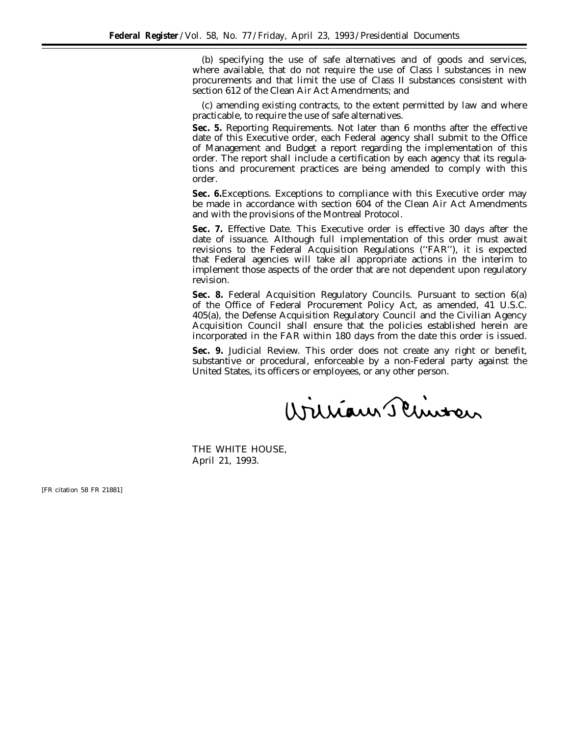(b) specifying the use of safe alternatives and of goods and services, where available, that do not require the use of Class I substances in new procurements and that limit the use of Class II substances consistent with section 612 of the Clean Air Act Amendments; and

(c) amending existing contracts, to the extent permitted by law and where practicable, to require the use of safe alternatives.

**Sec. 5.** Reporting Requirements. Not later than 6 months after the effective date of this Executive order, each Federal agency shall submit to the Office of Management and Budget a report regarding the implementation of this order. The report shall include a certification by each agency that its regulations and procurement practices are being amended to comply with this order.

**Sec. 6.**Exceptions. Exceptions to compliance with this Executive order may be made in accordance with section 604 of the Clean Air Act Amendments and with the provisions of the Montreal Protocol.

**Sec. 7.** Effective Date. This Executive order is effective 30 days after the date of issuance. Although full implementation of this order must await revisions to the Federal Acquisition Regulations (''FAR''), it is expected that Federal agencies will take all appropriate actions in the interim to implement those aspects of the order that are not dependent upon regulatory revision.

**Sec. 8.** Federal Acquisition Regulatory Councils. Pursuant to section 6(a) of the Office of Federal Procurement Policy Act, as amended, 41 U.S.C. 405(a), the Defense Acquisition Regulatory Council and the Civilian Agency Acquisition Council shall ensure that the policies established herein are incorporated in the FAR within 180 days from the date this order is issued.

**Sec. 9.** Judicial Review. This order does not create any right or benefit, substantive or procedural, enforceable by a non-Federal party against the United States, its officers or employees, or any other person.

William J. Clinton

THE WHITE HOUSE,
April 21, 1993.

[FR citation 58 FR 21881]